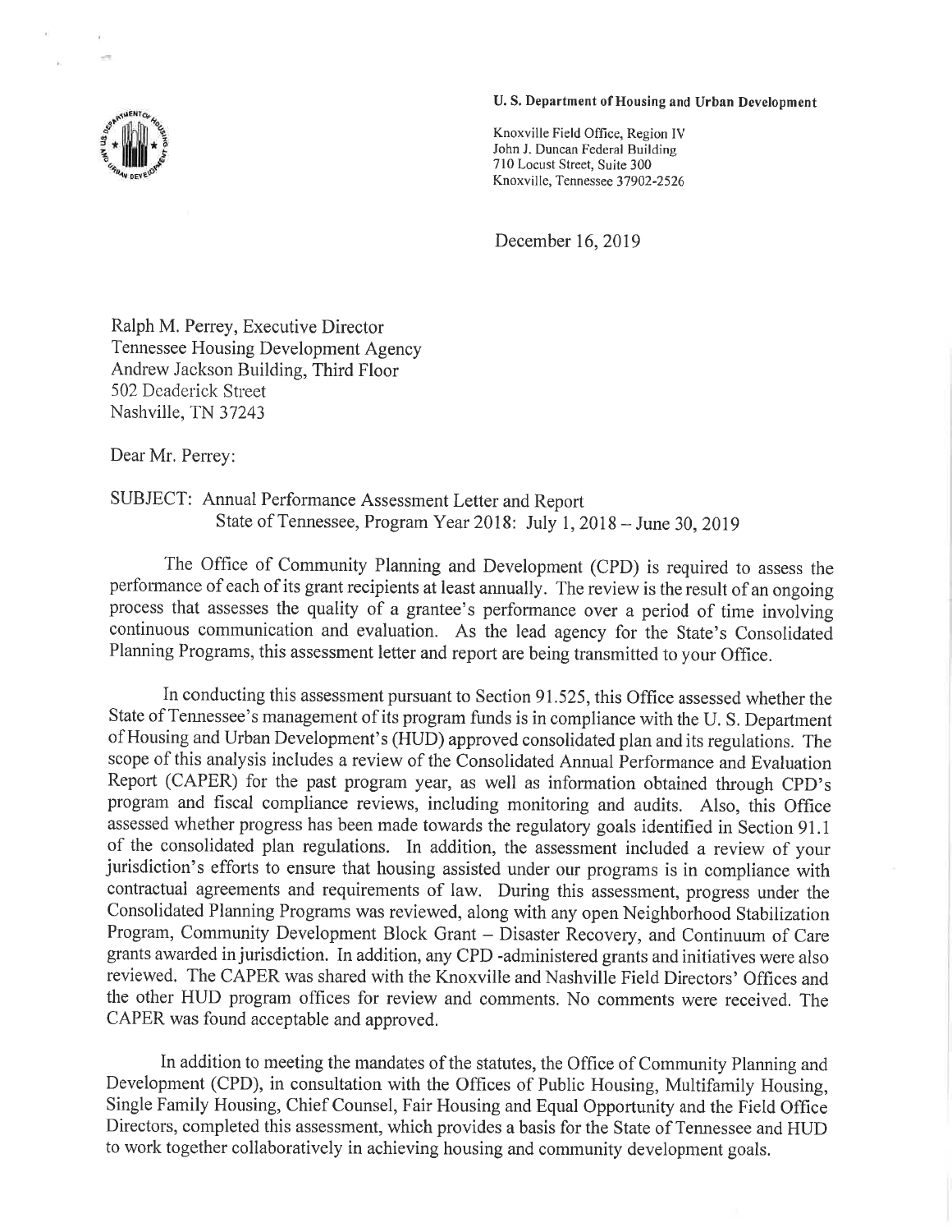**U. S. Department of Housing and Urban Development**

Knoxville Field Office, Region IV
John J. Duncan Federal Building
710 Locust Street, Suite 300
Knoxville, Tennessee 37902-2526

December 16, 2019

Ralph M. Perrey, Executive Director
Tennessee Housing Development Agency
Andrew Jackson Building, Third Floor
502 Deaderick Street
Nashville, TN 37243

Dear Mr. Perrey:

SUBJECT: Annual Performance Assessment Letter and Report
State of Tennessee, Program Year 2018: July 1, 2018 – June 30, 2019

The Office of Community Planning and Development (CPD) is required to assess the performance of each of its grant recipients at least annually. The review is the result of an ongoing process that assesses the quality of a grantee's performance over a period of time involving continuous communication and evaluation. As the lead agency for the State's Consolidated Planning Programs, this assessment letter and report are being transmitted to your Office.

In conducting this assessment pursuant to Section 91.525, this Office assessed whether the State of Tennessee's management of its program funds is in compliance with the U. S. Department of Housing and Urban Development's (HUD) approved consolidated plan and its regulations. The scope of this analysis includes a review of the Consolidated Annual Performance and Evaluation Report (CAPER) for the past program year, as well as information obtained through CPD's program and fiscal compliance reviews, including monitoring and audits. Also, this Office assessed whether progress has been made towards the regulatory goals identified in Section 91.1 of the consolidated plan regulations. In addition, the assessment included a review of your jurisdiction's efforts to ensure that housing assisted under our programs is in compliance with contractual agreements and requirements of law. During this assessment, progress under the Consolidated Planning Programs was reviewed, along with any open Neighborhood Stabilization Program, Community Development Block Grant – Disaster Recovery, and Continuum of Care grants awarded in jurisdiction. In addition, any CPD -administered grants and initiatives were also reviewed. The CAPER was shared with the Knoxville and Nashville Field Directors' Offices and the other HUD program offices for review and comments. No comments were received. The CAPER was found acceptable and approved.

In addition to meeting the mandates of the statutes, the Office of Community Planning and Development (CPD), in consultation with the Offices of Public Housing, Multifamily Housing, Single Family Housing, Chief Counsel, Fair Housing and Equal Opportunity and the Field Office Directors, completed this assessment, which provides a basis for the State of Tennessee and HUD to work together collaboratively in achieving housing and community development goals.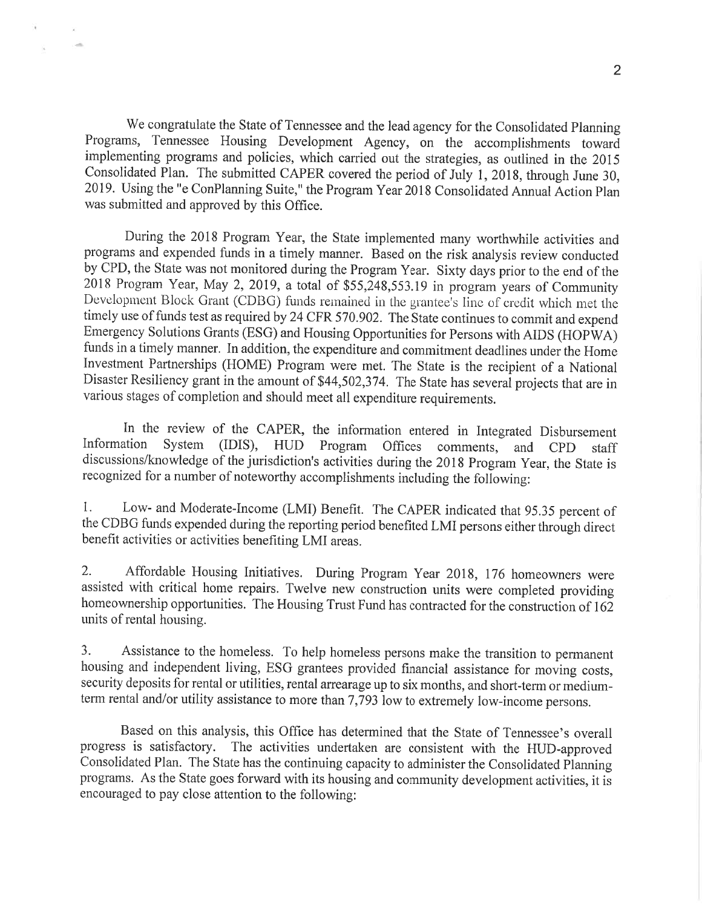We congratulate the State of Tennessee and the lead agency for the Consolidated Planning Programs, Tennessee Housing Development Agency, on the accomplishments toward implementing programs and policies, which carried out the strategies, as outlined in the 2015 Consolidated Plan. The submitted CAPER covered the period of July 1, 2018, through June 30, 2019. Using the "e ConPlanning Suite," the Program Year 2018 Consolidated Annual Action Plan was submitted and approved by this Office.

During the 2018 Program Year, the State implemented many worthwhile activities and programs and expended funds in a timely manner. Based on the risk analysis review conducted by CPD, the State was not monitored during the Program Year. Sixty days prior to the end of the 2018 Program Year, May 2, 2019, a total of $55,248,553.19 in program years of Community Development Block Grant (CDBG) funds remained in the grantee's line of credit which met the timely use of funds test as required by 24 CFR 570.902. The State continues to commit and expend Emergency Solutions Grants (ESG) and Housing Opportunities for Persons with AIDS (HOPWA) funds in a timely manner. In addition, the expenditure and commitment deadlines under the Home Investment Partnerships (HOME) Program were met. The State is the recipient of a National Disaster Resiliency grant in the amount of $44,502,374. The State has several projects that are in various stages of completion and should meet all expenditure requirements.

In the review of the CAPER, the information entered in Integrated Disbursement Information System (IDIS), HUD Program Offices comments, and CPD staff discussions/knowledge of the jurisdiction's activities during the 2018 Program Year, the State is recognized for a number of noteworthy accomplishments including the following:

1. Low- and Moderate-Income (LMI) Benefit. The CAPER indicated that 95.35 percent of the CDBG funds expended during the reporting period benefited LMI persons either through direct benefit activities or activities benefiting LMI areas.

2. Affordable Housing Initiatives. During Program Year 2018, 176 homeowners were assisted with critical home repairs. Twelve new construction units were completed providing homeownership opportunities. The Housing Trust Fund has contracted for the construction of 162 units of rental housing.

3. Assistance to the homeless. To help homeless persons make the transition to permanent housing and independent living, ESG grantees provided financial assistance for moving costs, security deposits for rental or utilities, rental arrearage up to six months, and short-term or medium-term rental and/or utility assistance to more than 7,793 low to extremely low-income persons.

Based on this analysis, this Office has determined that the State of Tennessee's overall progress is satisfactory. The activities undertaken are consistent with the HUD-approved Consolidated Plan. The State has the continuing capacity to administer the Consolidated Planning programs. As the State goes forward with its housing and community development activities, it is encouraged to pay close attention to the following: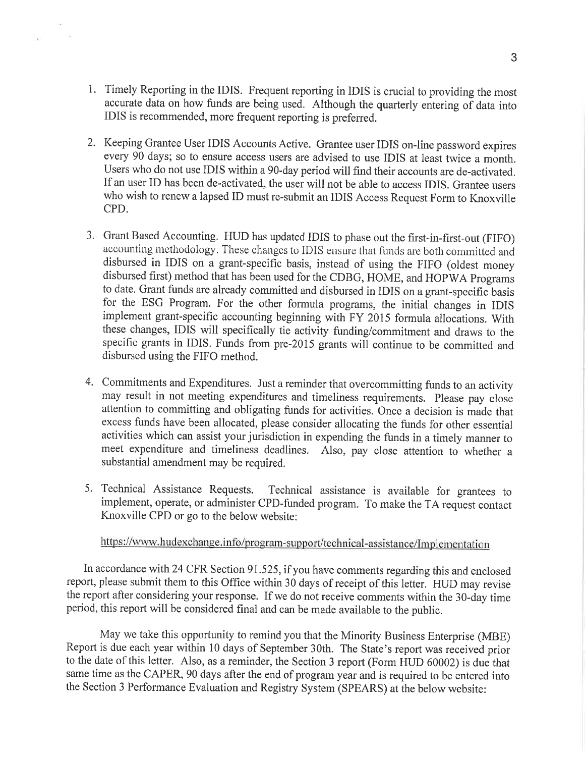1. Timely Reporting in the IDIS. Frequent reporting in IDIS is crucial to providing the most accurate data on how funds are being used. Although the quarterly entering of data into IDIS is recommended, more frequent reporting is preferred.

2. Keeping Grantee User IDIS Accounts Active. Grantee user IDIS on-line password expires every 90 days; so to ensure access users are advised to use IDIS at least twice a month. Users who do not use IDIS within a 90-day period will find their accounts are de-activated. If an user ID has been de-activated, the user will not be able to access IDIS. Grantee users who wish to renew a lapsed ID must re-submit an IDIS Access Request Form to Knoxville CPD.

3. Grant Based Accounting. HUD has updated IDIS to phase out the first-in-first-out (FIFO) accounting methodology. These changes to IDIS ensure that funds are both committed and disbursed in IDIS on a grant-specific basis, instead of using the FIFO (oldest money disbursed first) method that has been used for the CDBG, HOME, and HOPWA Programs to date. Grant funds are already committed and disbursed in IDIS on a grant-specific basis for the ESG Program. For the other formula programs, the initial changes in IDIS implement grant-specific accounting beginning with FY 2015 formula allocations. With these changes, IDIS will specifically tie activity funding/commitment and draws to the specific grants in IDIS. Funds from pre-2015 grants will continue to be committed and disbursed using the FIFO method.

4. Commitments and Expenditures. Just a reminder that overcommitting funds to an activity may result in not meeting expenditures and timeliness requirements. Please pay close attention to committing and obligating funds for activities. Once a decision is made that excess funds have been allocated, please consider allocating the funds for other essential activities which can assist your jurisdiction in expending the funds in a timely manner to meet expenditure and timeliness deadlines. Also, pay close attention to whether a substantial amendment may be required.

5. Technical Assistance Requests. Technical assistance is available for grantees to implement, operate, or administer CPD-funded program. To make the TA request contact Knoxville CPD or go to the below website:

   https://www.hudexchange.info/program-support/technical-assistance/Implementation

In accordance with 24 CFR Section 91.525, if you have comments regarding this and enclosed report, please submit them to this Office within 30 days of receipt of this letter. HUD may revise the report after considering your response. If we do not receive comments within the 30-day time period, this report will be considered final and can be made available to the public.

May we take this opportunity to remind you that the Minority Business Enterprise (MBE) Report is due each year within 10 days of September 30th. The State's report was received prior to the date of this letter. Also, as a reminder, the Section 3 report (Form HUD 60002) is due that same time as the CAPER, 90 days after the end of program year and is required to be entered into the Section 3 Performance Evaluation and Registry System (SPEARS) at the below website: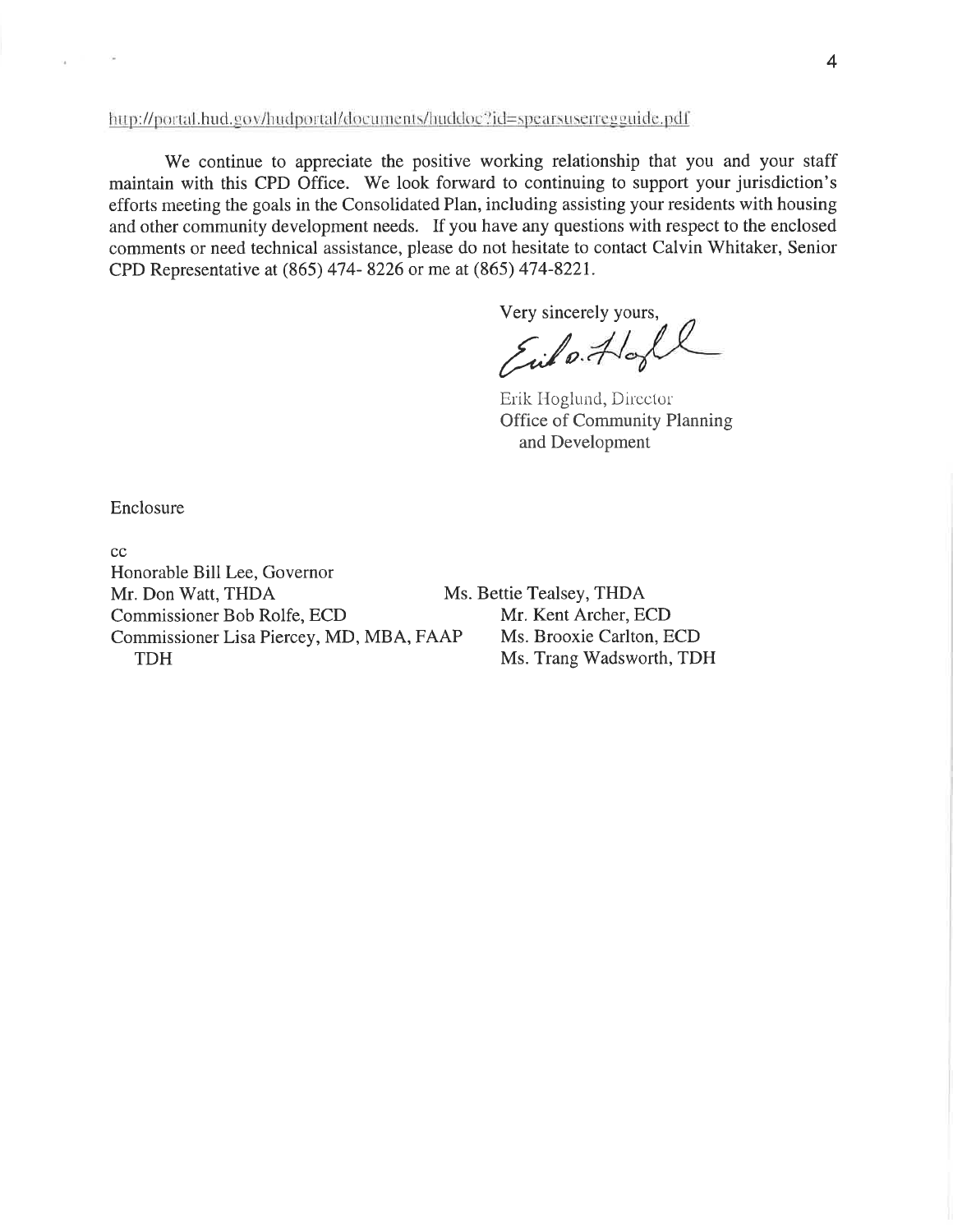http://portal.hud.gov/hudportal/documents/huddoc?id=spearsuserregguide.pdf

We continue to appreciate the positive working relationship that you and your staff maintain with this CPD Office. We look forward to continuing to support your jurisdiction's efforts meeting the goals in the Consolidated Plan, including assisting your residents with housing and other community development needs. If you have any questions with respect to the enclosed comments or need technical assistance, please do not hesitate to contact Calvin Whitaker, Senior CPD Representative at (865) 474- 8226 or me at (865) 474-8221.

Very sincerely yours,

Erik Hoglund, Director
Office of Community Planning
and Development

Enclosure

cc
Honorable Bill Lee, Governor
Mr. Don Watt, THDA
Commissioner Bob Rolfe, ECD
Commissioner Lisa Piercey, MD, MBA, FAAP
TDH

Ms. Bettie Tealsey, THDA
Mr. Kent Archer, ECD
Ms. Brooxie Carlton, ECD
Ms. Trang Wadsworth, TDH